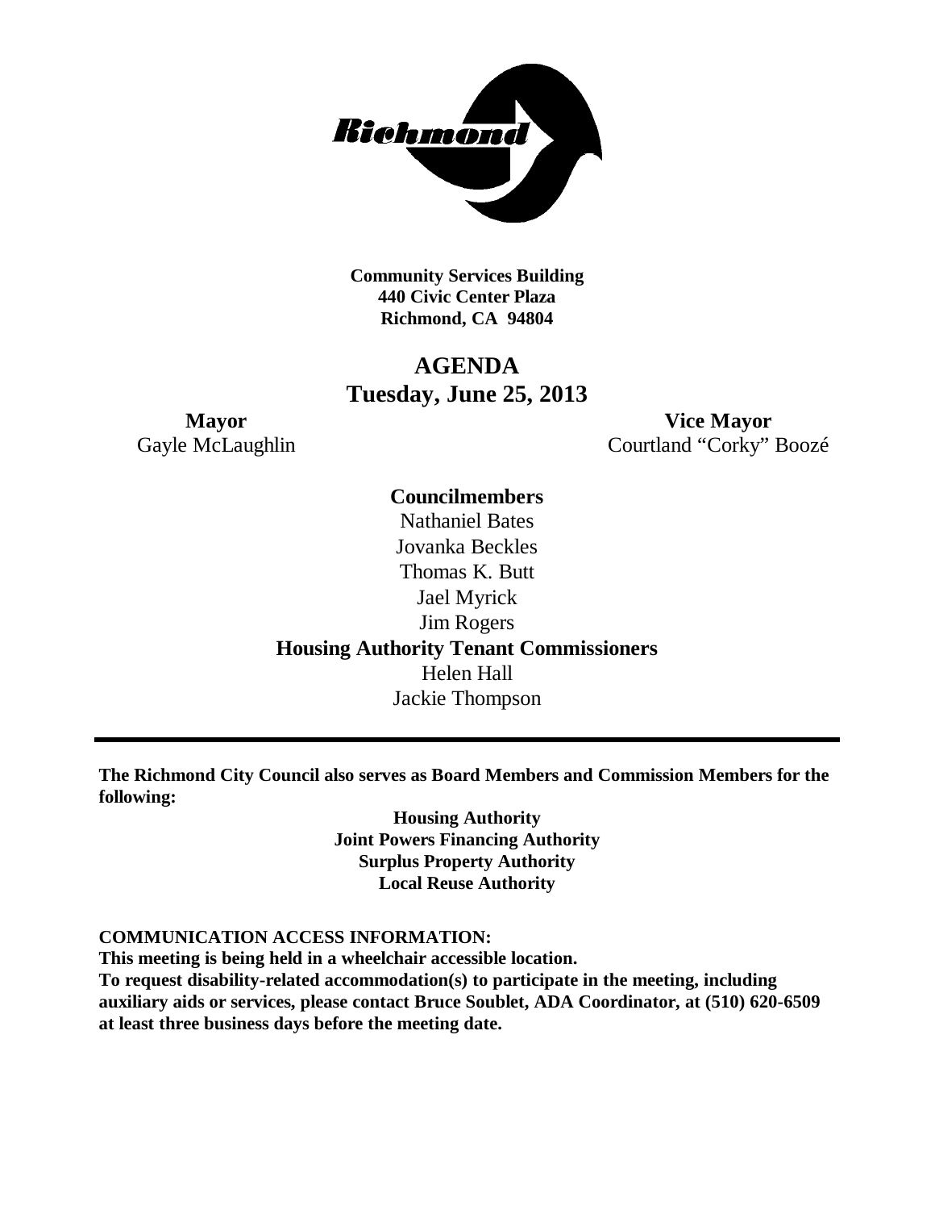**Community Services Building**
**440 Civic Center Plaza**
**Richmond, CA 94804**

# AGENDA
## Tuesday, June 25, 2013

**Mayor**
Gayle McLaughlin

**Vice Mayor**
Courtland "Corky" Boozé

**Councilmembers**
Nathaniel Bates
Jovanka Beckles
Thomas K. Butt
Jael Myrick
Jim Rogers

**Housing Authority Tenant Commissioners**
Helen Hall
Jackie Thompson

---

**The Richmond City Council also serves as Board Members and Commission Members for the following:**

**Housing Authority**
**Joint Powers Financing Authority**
**Surplus Property Authority**
**Local Reuse Authority**

**COMMUNICATION ACCESS INFORMATION:**
**This meeting is being held in a wheelchair accessible location.**
**To request disability-related accommodation(s) to participate in the meeting, including auxiliary aids or services, please contact Bruce Soublet, ADA Coordinator, at (510) 620-6509 at least three business days before the meeting date.**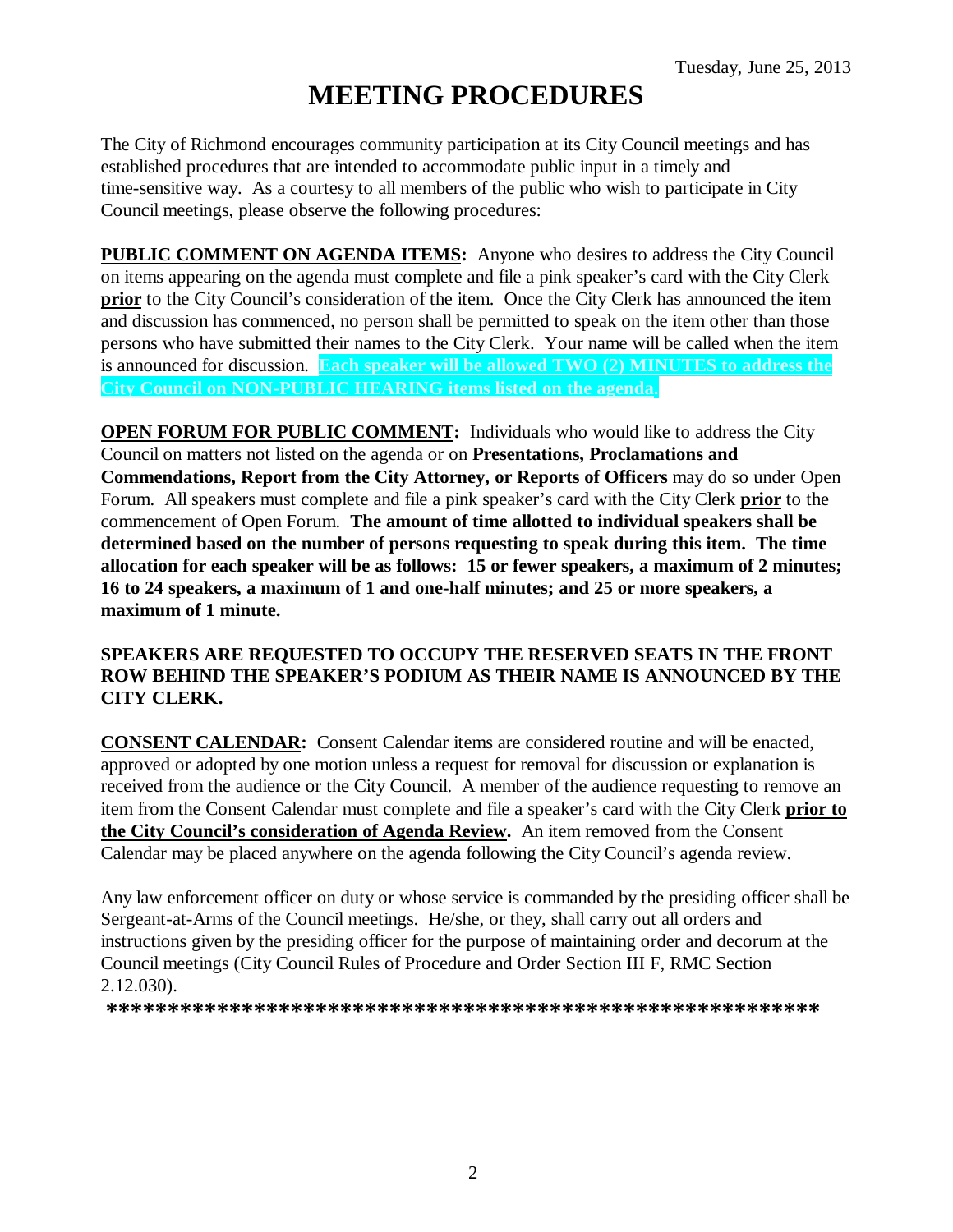Tuesday, June 25, 2013

# MEETING PROCEDURES

The City of Richmond encourages community participation at its City Council meetings and has established procedures that are intended to accommodate public input in a timely and time-sensitive way. As a courtesy to all members of the public who wish to participate in City Council meetings, please observe the following procedures:

**PUBLIC COMMENT ON AGENDA ITEMS:** Anyone who desires to address the City Council on items appearing on the agenda must complete and file a pink speaker's card with the City Clerk **prior** to the City Council's consideration of the item. Once the City Clerk has announced the item and discussion has commenced, no person shall be permitted to speak on the item other than those persons who have submitted their names to the City Clerk. Your name will be called when the item is announced for discussion. **Each speaker will be allowed TWO (2) MINUTES to address the City Council on NON-PUBLIC HEARING items listed on the agenda.**

**OPEN FORUM FOR PUBLIC COMMENT:** Individuals who would like to address the City Council on matters not listed on the agenda or on **Presentations, Proclamations and Commendations, Report from the City Attorney, or Reports of Officers** may do so under Open Forum. All speakers must complete and file a pink speaker's card with the City Clerk **prior** to the commencement of Open Forum. **The amount of time allotted to individual speakers shall be determined based on the number of persons requesting to speak during this item. The time allocation for each speaker will be as follows: 15 or fewer speakers, a maximum of 2 minutes; 16 to 24 speakers, a maximum of 1 and one-half minutes; and 25 or more speakers, a maximum of 1 minute.**

**SPEAKERS ARE REQUESTED TO OCCUPY THE RESERVED SEATS IN THE FRONT ROW BEHIND THE SPEAKER'S PODIUM AS THEIR NAME IS ANNOUNCED BY THE CITY CLERK.**

**CONSENT CALENDAR:** Consent Calendar items are considered routine and will be enacted, approved or adopted by one motion unless a request for removal for discussion or explanation is received from the audience or the City Council. A member of the audience requesting to remove an item from the Consent Calendar must complete and file a speaker's card with the City Clerk **prior to the City Council's consideration of Agenda Review.** An item removed from the Consent Calendar may be placed anywhere on the agenda following the City Council's agenda review.

Any law enforcement officer on duty or whose service is commanded by the presiding officer shall be Sergeant-at-Arms of the Council meetings. He/she, or they, shall carry out all orders and instructions given by the presiding officer for the purpose of maintaining order and decorum at the Council meetings (City Council Rules of Procedure and Order Section III F, RMC Section 2.12.030).

**************************************************************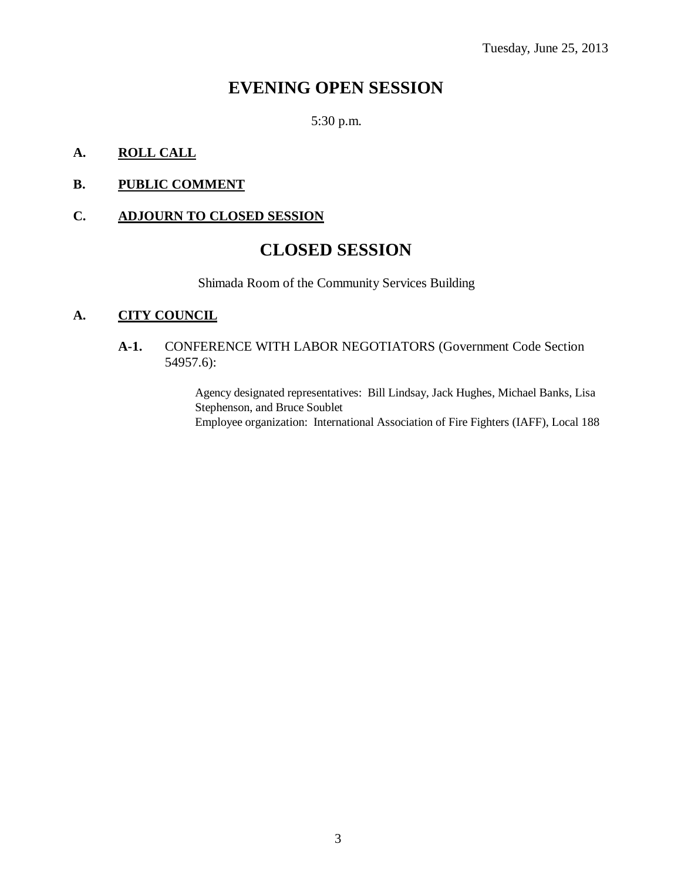Tuesday, June 25, 2013

# EVENING OPEN SESSION

5:30 p.m.

**A. ROLL CALL**

**B. PUBLIC COMMENT**

**C. ADJOURN TO CLOSED SESSION**

# CLOSED SESSION

Shimada Room of the Community Services Building

**A. CITY COUNCIL**

**A-1.** CONFERENCE WITH LABOR NEGOTIATORS (Government Code Section 54957.6):

Agency designated representatives: Bill Lindsay, Jack Hughes, Michael Banks, Lisa Stephenson, and Bruce Soublet
Employee organization: International Association of Fire Fighters (IAFF), Local 188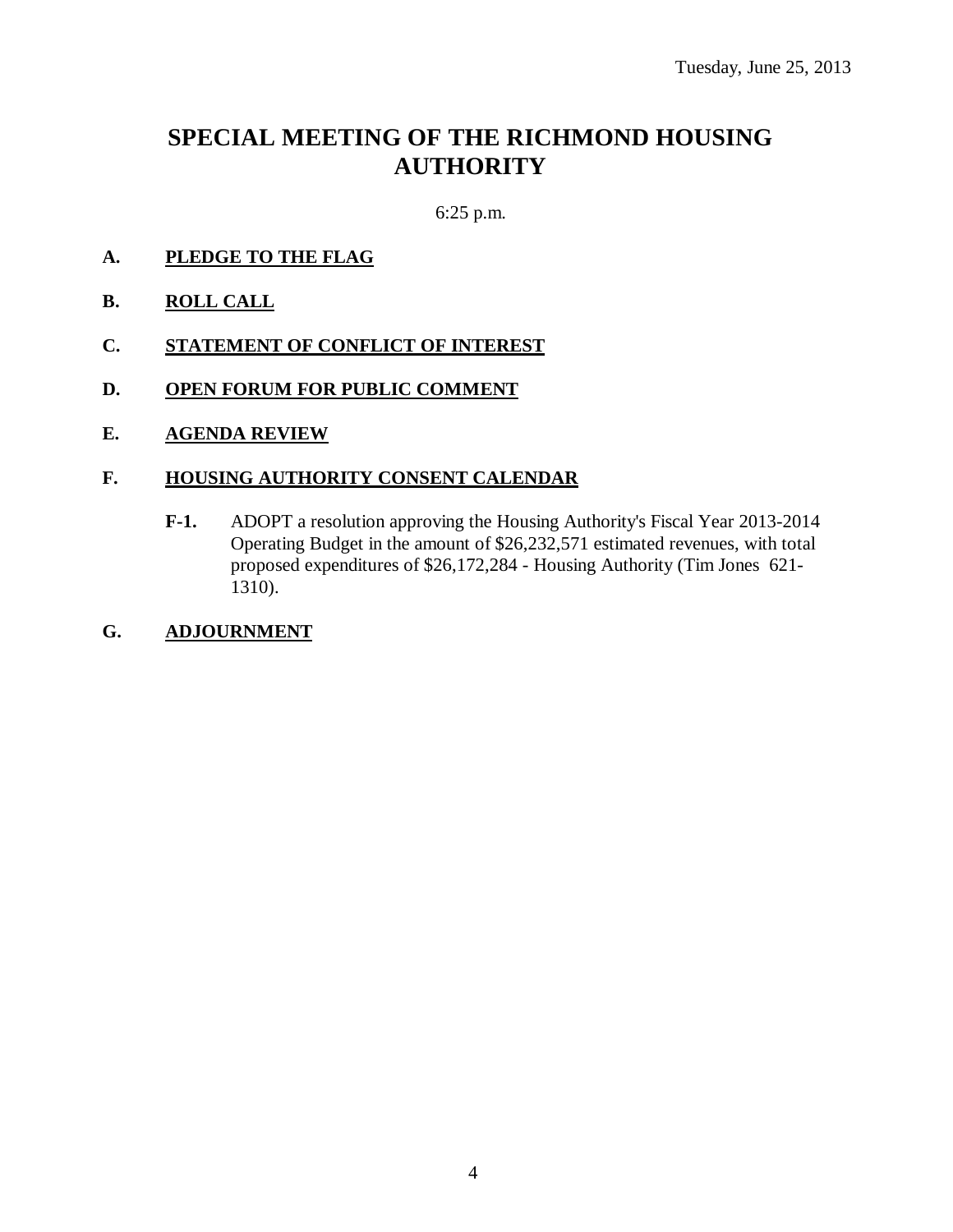Tuesday, June 25, 2013

# SPECIAL MEETING OF THE RICHMOND HOUSING AUTHORITY

6:25 p.m.

**A. PLEDGE TO THE FLAG**

**B. ROLL CALL**

**C. STATEMENT OF CONFLICT OF INTEREST**

**D. OPEN FORUM FOR PUBLIC COMMENT**

**E. AGENDA REVIEW**

**F. HOUSING AUTHORITY CONSENT CALENDAR**

**F-1.** ADOPT a resolution approving the Housing Authority's Fiscal Year 2013-2014 Operating Budget in the amount of $26,232,571 estimated revenues, with total proposed expenditures of $26,172,284 - Housing Authority (Tim Jones 621-1310).

**G. ADJOURNMENT**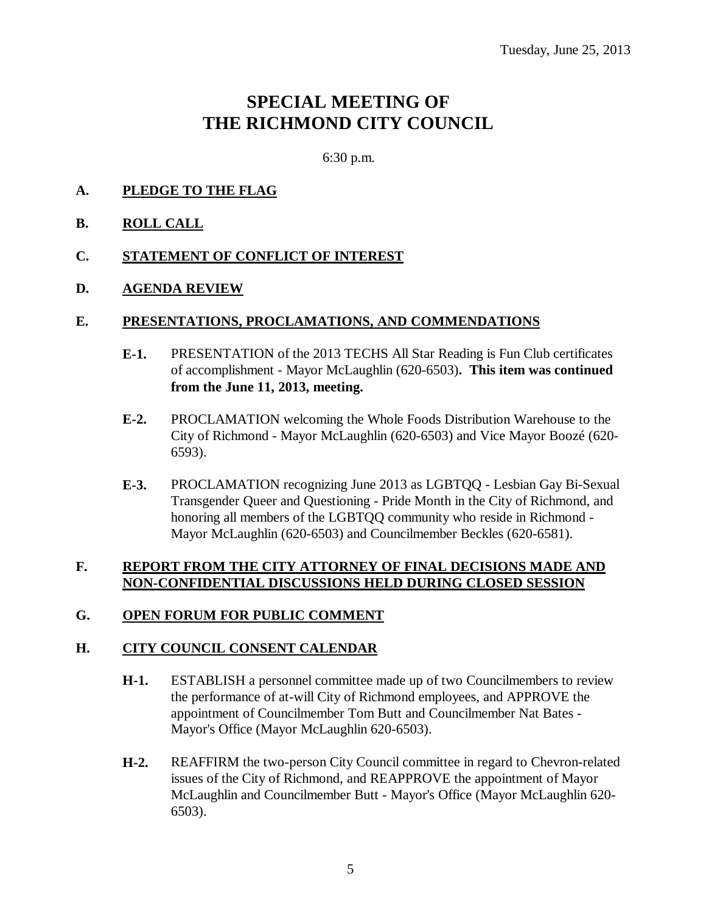Tuesday, June 25, 2013

# SPECIAL MEETING OF THE RICHMOND CITY COUNCIL

6:30 p.m.

**A. PLEDGE TO THE FLAG**

**B. ROLL CALL**

**C. STATEMENT OF CONFLICT OF INTEREST**

**D. AGENDA REVIEW**

**E. PRESENTATIONS, PROCLAMATIONS, AND COMMENDATIONS**

- **E-1.** PRESENTATION of the 2013 TECHS All Star Reading is Fun Club certificates of accomplishment - Mayor McLaughlin (620-6503)**. This item was continued from the June 11, 2013, meeting.**

- **E-2.** PROCLAMATION welcoming the Whole Foods Distribution Warehouse to the City of Richmond - Mayor McLaughlin (620-6503) and Vice Mayor Boozé (620-6593).

- **E-3.** PROCLAMATION recognizing June 2013 as LGBTQQ - Lesbian Gay Bi-Sexual Transgender Queer and Questioning - Pride Month in the City of Richmond, and honoring all members of the LGBTQQ community who reside in Richmond - Mayor McLaughlin (620-6503) and Councilmember Beckles (620-6581).

**F. REPORT FROM THE CITY ATTORNEY OF FINAL DECISIONS MADE AND NON-CONFIDENTIAL DISCUSSIONS HELD DURING CLOSED SESSION**

**G. OPEN FORUM FOR PUBLIC COMMENT**

**H. CITY COUNCIL CONSENT CALENDAR**

- **H-1.** ESTABLISH a personnel committee made up of two Councilmembers to review the performance of at-will City of Richmond employees, and APPROVE the appointment of Councilmember Tom Butt and Councilmember Nat Bates - Mayor's Office (Mayor McLaughlin 620-6503).

- **H-2.** REAFFIRM the two-person City Council committee in regard to Chevron-related issues of the City of Richmond, and REAPPROVE the appointment of Mayor McLaughlin and Councilmember Butt - Mayor's Office (Mayor McLaughlin 620-6503).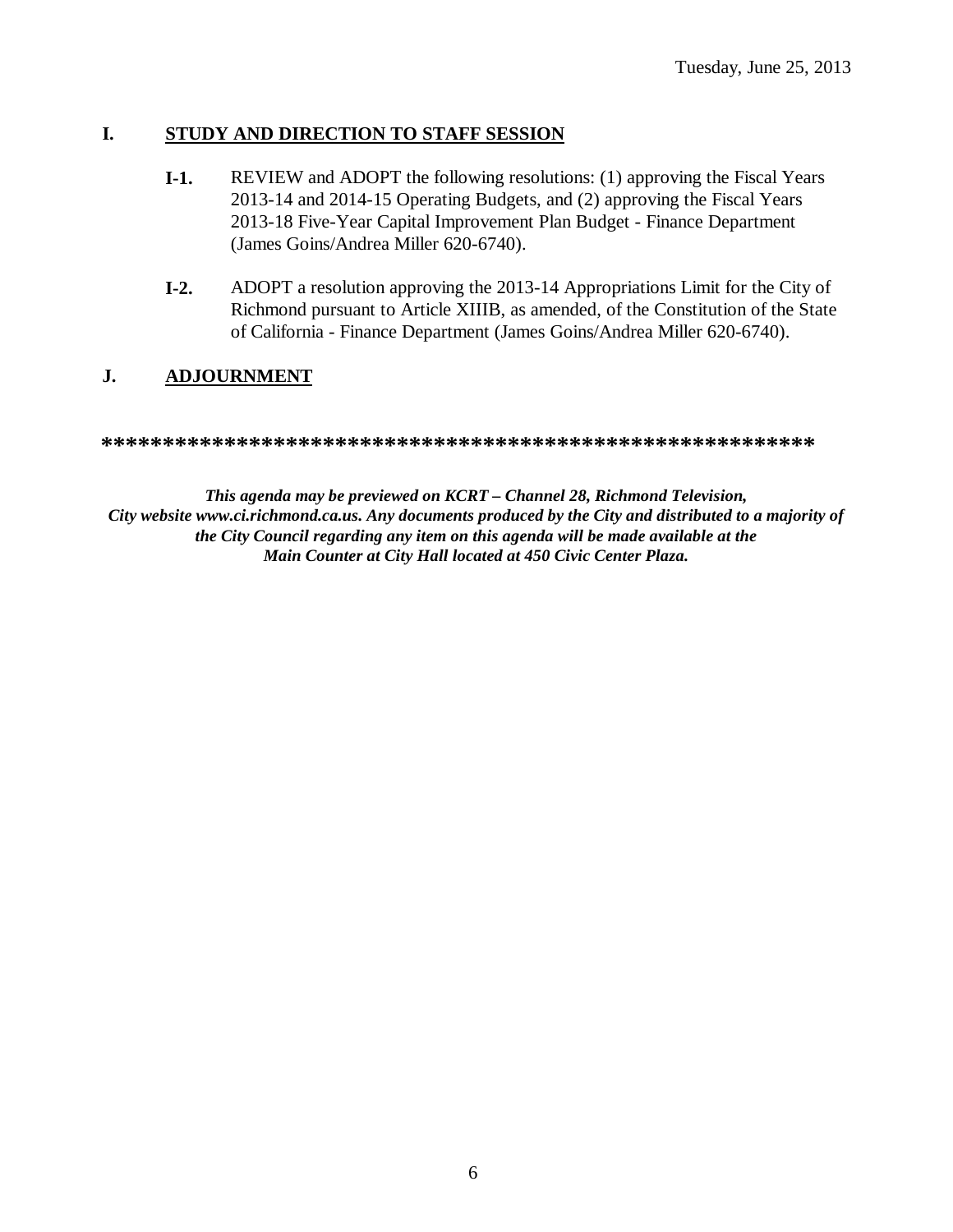## I. STUDY AND DIRECTION TO STAFF SESSION

**I-1.** REVIEW and ADOPT the following resolutions: (1) approving the Fiscal Years 2013-14 and 2014-15 Operating Budgets, and (2) approving the Fiscal Years 2013-18 Five-Year Capital Improvement Plan Budget - Finance Department (James Goins/Andrea Miller 620-6740).

**I-2.** ADOPT a resolution approving the 2013-14 Appropriations Limit for the City of Richmond pursuant to Article XIIIB, as amended, of the Constitution of the State of California - Finance Department (James Goins/Andrea Miller 620-6740).

## J. ADJOURNMENT

**********************************************************

***This agenda may be previewed on KCRT – Channel 28, Richmond Television, City website www.ci.richmond.ca.us. Any documents produced by the City and distributed to a majority of the City Council regarding any item on this agenda will be made available at the Main Counter at City Hall located at 450 Civic Center Plaza.***